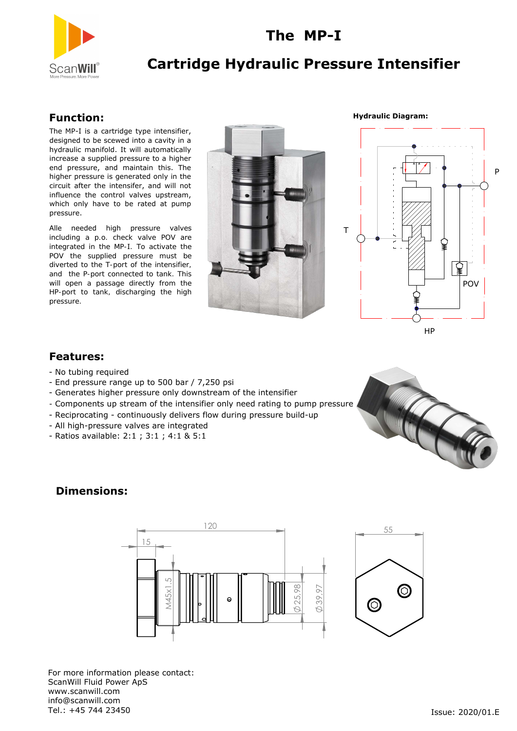# The MP-I

# Cartridge Hydraulic Pressure Intensifier

## Function:

The MP-I is a cartridge type intensifier, designed to be scewed into a cavity in a hydraulic manifold. It will automatically increase a supplied pressure to a higher end pressure, and maintain this. The higher pressure is generated only in the circuit after the intensifier, and will not influence the control valves upstream, which only have to be rated at pump pressure.

Alle needed high pressure valves including a p.o. check valve POV are integrated in the MP-I. To activate the POV the supplied pressure must be diverted to the T-port of the intensifier, and the P-port connected to tank. This will open a passage directly from the HP-port to tank, discharging the high pressure.

**Hydraulic Diagram:**

## Features:

- No tubing required
- End pressure range up to 500 bar / 7,250 psi
- Generates higher pressure only downstream of the intensifier
- Components up stream of the intensifier only need rating to pump pressure
- Reciprocating - continuously delivers flow during pressure build-up
- All high-pressure valves are integrated
- Ratios available: 2:1 ; 3:1 ; 4:1 & 5:1

## Dimensions:

For more information please contact:
ScanWill Fluid Power ApS
www.scanwill.com
info@scanwill.com
Tel.: +45 744 23450

Issue: 2020/01.E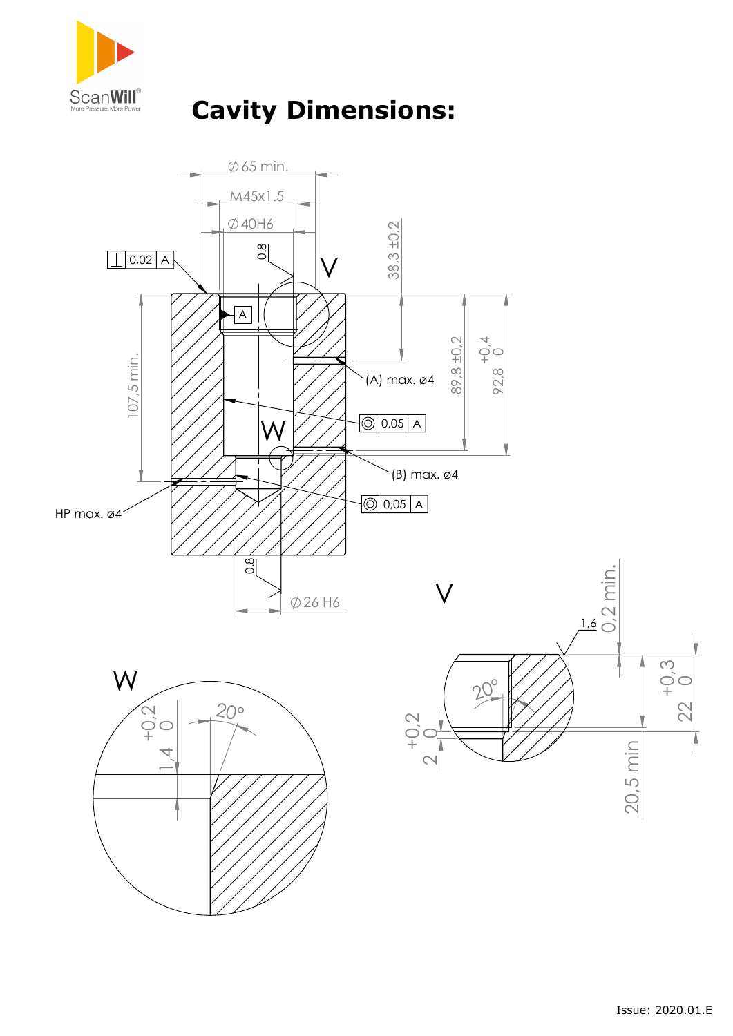# Cavity Dimensions:

Ø65 min.

M45x1.5

Ø40H6

0,8

V

38,3 ±0,2

⊥ 0,02 A

A

(A) max. ø4

89,8 ±0,2

92,8 +0,4 / 0

107,5 min.

◎ 0,05 A

W

(B) max. ø4

HP max. ø4

◎ 0,05 A

0,8

Ø26 H6

V

1,6

0,2 min.

20°

22 +0,3 / 0

2 +0,2 / 0

20,5 min

W

1,4 +0,2 / 0

20°

Issue: 2020.01.E